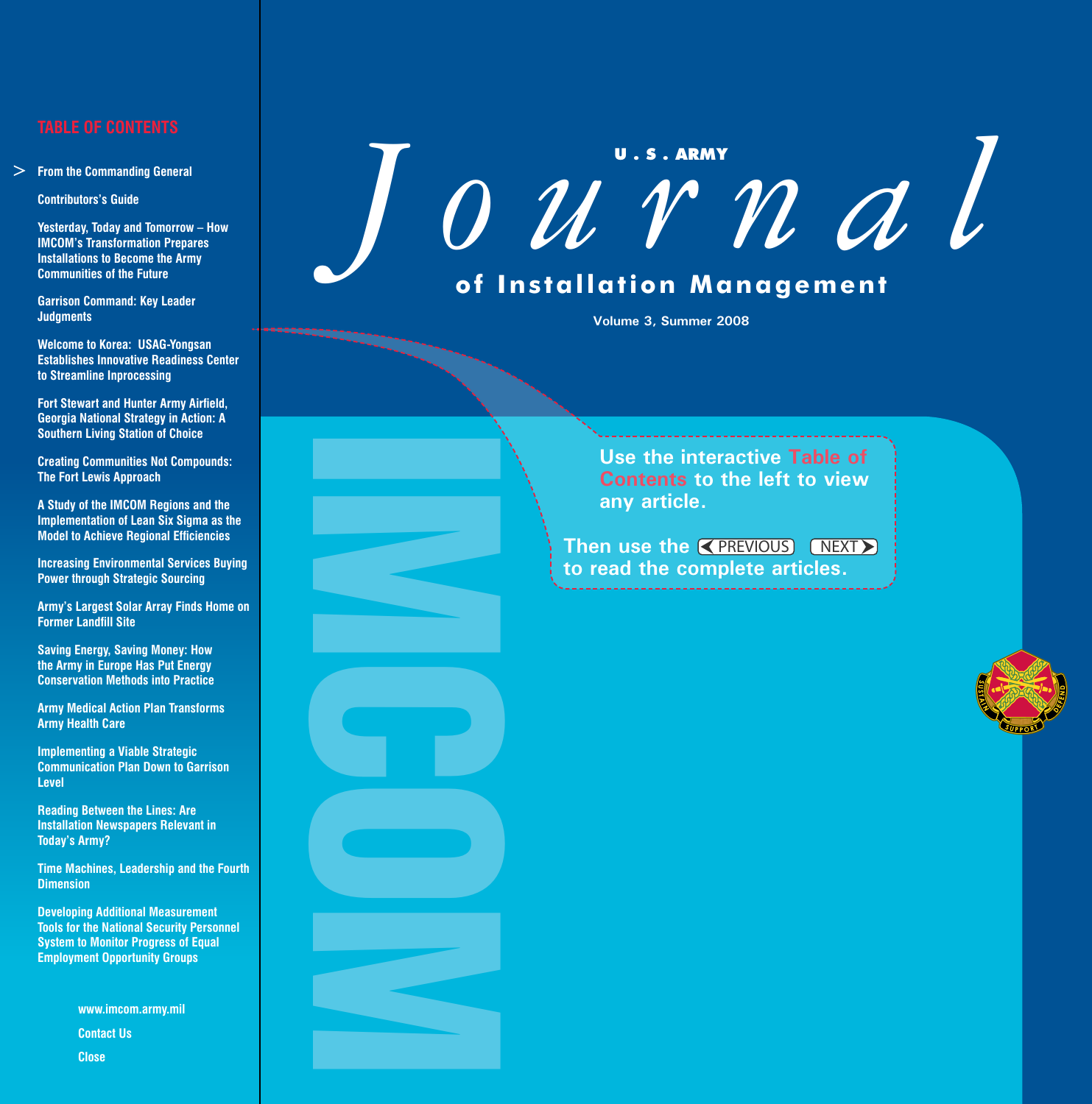# U.S. ARMY Journal of Installation Management

Volume 3, Summer 2008

## TABLE OF CONTENTS

- From the Commanding General
- Contributors's Guide
- Yesterday, Today and Tomorrow – How IMCOM's Transformation Prepares Installations to Become the Army Communities of the Future
- Garrison Command: Key Leader Judgments
- Welcome to Korea: USAG-Yongsan Establishes Innovative Readiness Center to Streamline Inprocessing
- Fort Stewart and Hunter Army Airfield, Georgia National Strategy in Action: A Southern Living Station of Choice
- Creating Communities Not Compounds: The Fort Lewis Approach
- A Study of the IMCOM Regions and the Implementation of Lean Six Sigma as the Model to Achieve Regional Efficiencies
- Increasing Environmental Services Buying Power through Strategic Sourcing
- Army's Largest Solar Array Finds Home on Former Landfill Site
- Saving Energy, Saving Money: How the Army in Europe Has Put Energy Conservation Methods into Practice
- Army Medical Action Plan Transforms Army Health Care
- Implementing a Viable Strategic Communication Plan Down to Garrison Level
- Reading Between the Lines: Are Installation Newspapers Relevant in Today's Army?
- Time Machines, Leadership and the Fourth Dimension
- Developing Additional Measurement Tools for the National Security Personnel System to Monitor Progress of Equal Employment Opportunity Groups

www.imcom.army.mil

Contact Us

Close

IMCOM

Use the interactive Table of Contents to the left to view any article.

Then use the PREVIOUS NEXT to read the complete articles.

SUSTAIN SUPPORT DEFEND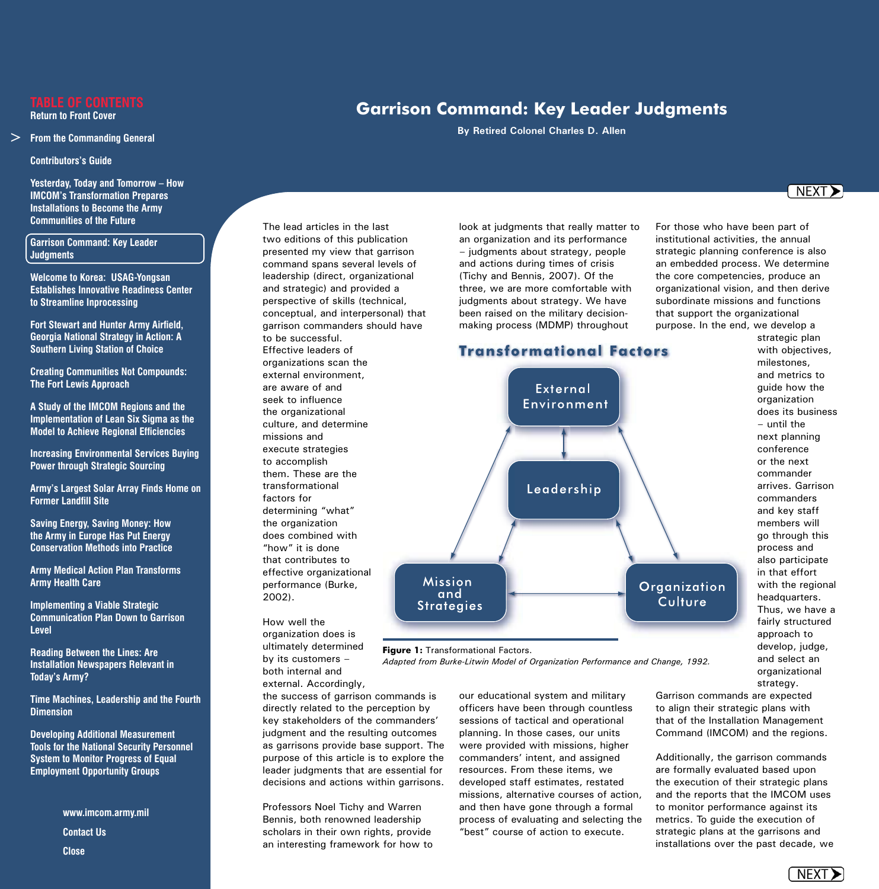# Garrison Command: Key Leader Judgments

**By Retired Colonel Charles D. Allen**

The lead articles in the last two editions of this publication presented my view that garrison command spans several levels of leadership (direct, organizational and strategic) and provided a perspective of skills (technical, conceptual, and interpersonal) that garrison commanders should have to be successful. Effective leaders of organizations scan the external environment, are aware of and seek to influence the organizational culture, and determine missions and execute strategies to accomplish them. These are the transformational factors for determining "what" the organization does combined with "how" it is done that contributes to effective organizational performance (Burke, 2002).

How well the organization does is ultimately determined by its customers – both internal and external. Accordingly, the success of garrison commands is directly related to the perception by key stakeholders of the commanders' judgment and the resulting outcomes as garrisons provide base support. The purpose of this article is to explore the leader judgments that are essential for decisions and actions within garrisons.

Professors Noel Tichy and Warren Bennis, both renowned leadership scholars in their own rights, provide an interesting framework for how to look at judgments that really matter to an organization and its performance – judgments about strategy, people and actions during times of crisis (Tichy and Bennis, 2007). Of the three, we are more comfortable with judgments about strategy. We have been raised on the military decision-making process (MDMP) throughout our educational system and military officers have been through countless sessions of tactical and operational planning. In those cases, our units were provided with missions, higher commanders' intent, and assigned resources. From these items, we developed staff estimates, restated missions, alternative courses of action, and then have gone through a formal process of evaluating and selecting the "best" course of action to execute.

**Transformational Factors**

External Environment

Leadership

Mission and Strategies

Organization Culture

**Figure 1:** Transformational Factors.
*Adapted from Burke-Litwin Model of Organization Performance and Change, 1992.*

For those who have been part of institutional activities, the annual strategic planning conference is also an embedded process. We determine the core competencies, produce an organizational vision, and then derive subordinate missions and functions that support the organizational purpose. In the end, we develop a strategic plan with objectives, milestones, and metrics to guide how the organization does its business – until the next planning conference or the next commander arrives. Garrison commanders and key staff members will go through this process and also participate in that effort with the regional headquarters. Thus, we have a fairly structured approach to develop, judge, and select an organizational strategy. Garrison commands are expected to align their strategic plans with that of the Installation Management Command (IMCOM) and the regions.

Additionally, the garrison commands are formally evaluated based upon the execution of their strategic plans and the reports that the IMCOM uses to monitor performance against its metrics. To guide the execution of strategic plans at the garrisons and installations over the past decade, we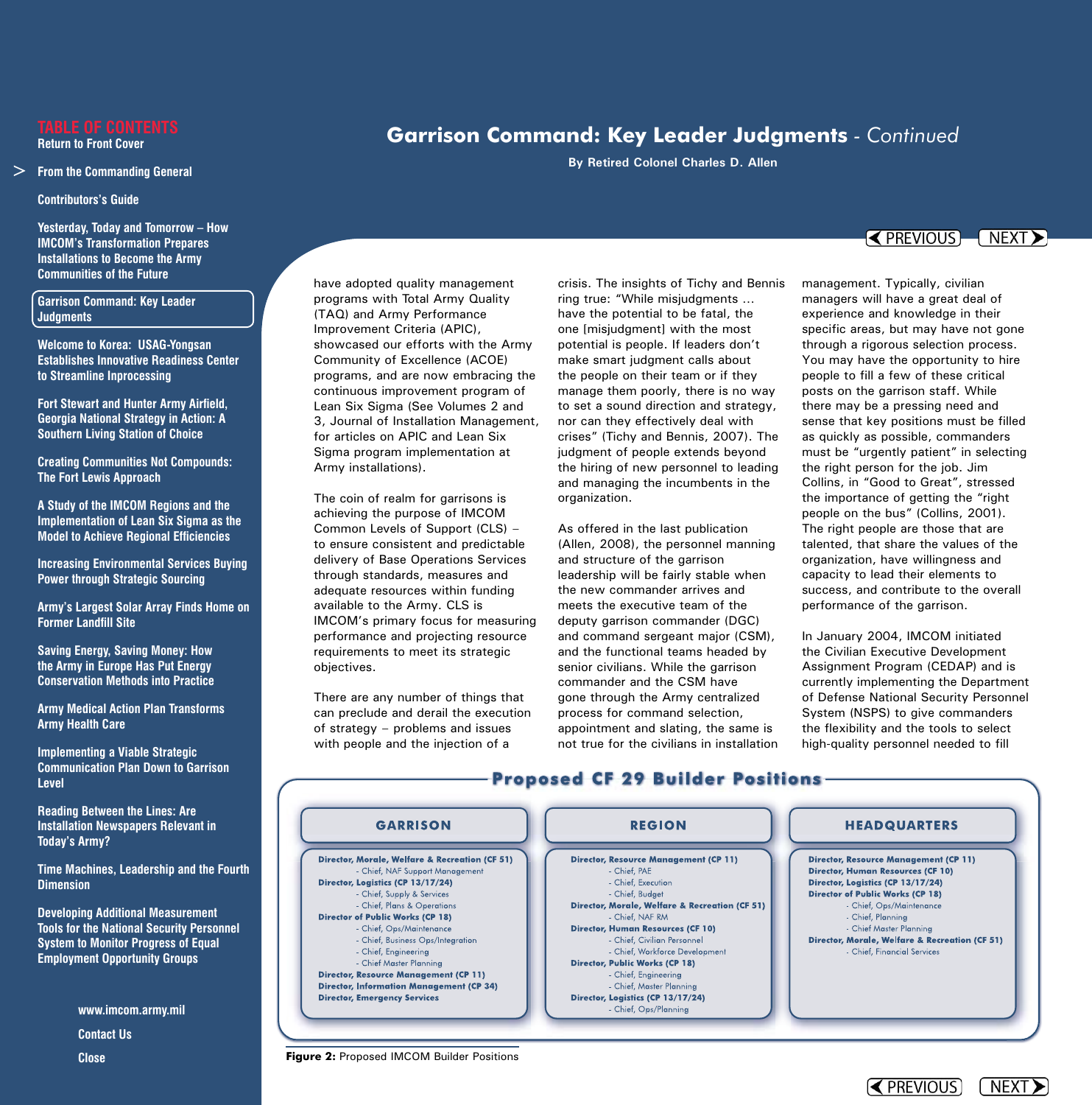# Garrison Command: Key Leader Judgments - *Continued*

**By Retired Colonel Charles D. Allen**

have adopted quality management programs with Total Army Quality (TAQ) and Army Performance Improvement Criteria (APIC), showcased our efforts with the Army Community of Excellence (ACOE) programs, and are now embracing the continuous improvement program of Lean Six Sigma (See Volumes 2 and 3, Journal of Installation Management, for articles on APIC and Lean Six Sigma program implementation at Army installations).

The coin of realm for garrisons is achieving the purpose of IMCOM Common Levels of Support (CLS) – to ensure consistent and predictable delivery of Base Operations Services through standards, measures and adequate resources within funding available to the Army. CLS is IMCOM's primary focus for measuring performance and projecting resource requirements to meet its strategic objectives.

There are any number of things that can preclude and derail the execution of strategy – problems and issues with people and the injection of a crisis. The insights of Tichy and Bennis ring true: "While misjudgments … have the potential to be fatal, the one [misjudgment] with the most potential is people. If leaders don't make smart judgment calls about the people on their team or if they manage them poorly, there is no way to set a sound direction and strategy, nor can they effectively deal with crises" (Tichy and Bennis, 2007). The judgment of people extends beyond the hiring of new personnel to leading and managing the incumbents in the organization.

As offered in the last publication (Allen, 2008), the personnel manning and structure of the garrison leadership will be fairly stable when the new commander arrives and meets the executive team of the deputy garrison commander (DGC) and command sergeant major (CSM), and the functional teams headed by senior civilians. While the garrison commander and the CSM have gone through the Army centralized process for command selection, appointment and slating, the same is not true for the civilians in installation management. Typically, civilian managers will have a great deal of experience and knowledge in their specific areas, but may have not gone through a rigorous selection process. You may have the opportunity to hire people to fill a few of these critical posts on the garrison staff. While there may be a pressing need and sense that key positions must be filled as quickly as possible, commanders must be "urgently patient" in selecting the right person for the job. Jim Collins, in "Good to Great", stressed the importance of getting the "right people on the bus" (Collins, 2001). The right people are those that are talented, that share the values of the organization, have willingness and capacity to lead their elements to success, and contribute to the overall performance of the garrison.

In January 2004, IMCOM initiated the Civilian Executive Development Assignment Program (CEDAP) and is currently implementing the Department of Defense National Security Personnel System (NSPS) to give commanders the flexibility and the tools to select high-quality personnel needed to fill

## Proposed CF 29 Builder Positions

| GARRISON | REGION | HEADQUARTERS |
|---|---|---|
| **Director, Morale, Welfare & Recreation (CF 51)**<br>- Chief, NAF Support Management<br>**Director, Logistics (CP 13/17/24)**<br>- Chief, Supply & Services<br>- Chief, Plans & Operations<br>**Director of Public Works (CP 18)**<br>- Chief, Ops/Maintenance<br>- Chief, Business Ops/Integration<br>- Chief, Engineering<br>- Chief Master Planning<br>**Director, Resource Management (CP 11)**<br>**Director, Information Management (CP 34)**<br>**Director, Emergency Services** | **Director, Resource Management (CP 11)**<br>- Chief, PAE<br>- Chief, Execution<br>- Chief, Budget<br>**Director, Morale, Welfare & Recreation (CF 51)**<br>- Chief, NAF RM<br>**Director, Human Resources (CF 10)**<br>- Chief, Civilian Personnel<br>- Chief, Workforce Development<br>**Director, Public Works (CP 18)**<br>- Chief, Engineering<br>- Chief, Master Planning<br>**Director, Logistics (CP 13/17/24)**<br>- Chief, Ops/Planning | **Director, Resource Management (CP 11)**<br>**Director, Human Resources (CF 10)**<br>**Director, Logistics (CP 13/17/24)**<br>**Director of Public Works (CP 18)**<br>- Chief, Ops/Maintenance<br>- Chief, Planning<br>- Chief Master Planning<br>**Director, Morale, Welfare & Recreation (CF 51)**<br>- Chief, Financial Services |

**Figure 2:** Proposed IMCOM Builder Positions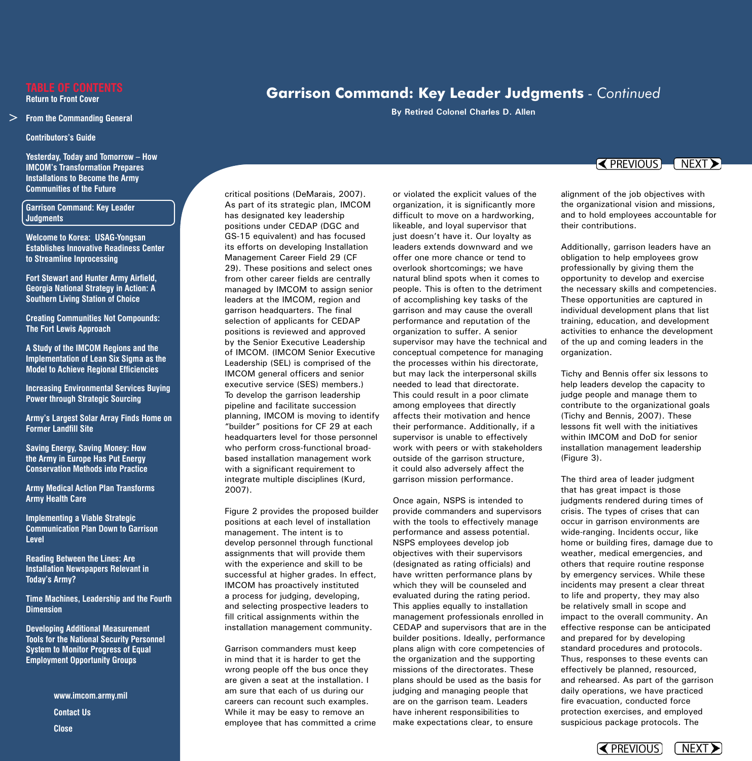# Garrison Command: Key Leader Judgments - *Continued*

By Retired Colonel Charles D. Allen

critical positions (DeMarais, 2007). As part of its strategic plan, IMCOM has designated key leadership positions under CEDAP (DGC and GS-15 equivalent) and has focused its efforts on developing Installation Management Career Field 29 (CF 29). These positions and select ones from other career fields are centrally managed by IMCOM to assign senior leaders at the IMCOM, region and garrison headquarters. The final selection of applicants for CEDAP positions is reviewed and approved by the Senior Executive Leadership of IMCOM. (IMCOM Senior Executive Leadership (SEL) is comprised of the IMCOM general officers and senior executive service (SES) members.) To develop the garrison leadership pipeline and facilitate succession planning, IMCOM is moving to identify "builder" positions for CF 29 at each headquarters level for those personnel who perform cross-functional broad-based installation management work with a significant requirement to integrate multiple disciplines (Kurd, 2007).

Figure 2 provides the proposed builder positions at each level of installation management. The intent is to develop personnel through functional assignments that will provide them with the experience and skill to be successful at higher grades. In effect, IMCOM has proactively instituted a process for judging, developing, and selecting prospective leaders to fill critical assignments within the installation management community.

Garrison commanders must keep in mind that it is harder to get the wrong people off the bus once they are given a seat at the installation. I am sure that each of us during our careers can recount such examples. While it may be easy to remove an employee that has committed a crime or violated the explicit values of the organization, it is significantly more difficult to move on a hardworking, likeable, and loyal supervisor that just doesn't have it. Our loyalty as leaders extends downward and we offer one more chance or tend to overlook shortcomings; we have natural blind spots when it comes to people. This is often to the detriment of accomplishing key tasks of the garrison and may cause the overall performance and reputation of the organization to suffer. A senior supervisor may have the technical and conceptual competence for managing the processes within his directorate, but may lack the interpersonal skills needed to lead that directorate. This could result in a poor climate among employees that directly affects their motivation and hence their performance. Additionally, if a supervisor is unable to effectively work with peers or with stakeholders outside of the garrison structure, it could also adversely affect the garrison mission performance.

Once again, NSPS is intended to provide commanders and supervisors with the tools to effectively manage performance and assess potential. NSPS employees develop job objectives with their supervisors (designated as rating officials) and have written performance plans by which they will be counseled and evaluated during the rating period. This applies equally to installation management professionals enrolled in CEDAP and supervisors that are in the builder positions. Ideally, performance plans align with core competencies of the organization and the supporting missions of the directorates. These plans should be used as the basis for judging and managing people that are on the garrison team. Leaders have inherent responsibilities to make expectations clear, to ensure alignment of the job objectives with the organizational vision and missions, and to hold employees accountable for their contributions.

Additionally, garrison leaders have an obligation to help employees grow professionally by giving them the opportunity to develop and exercise the necessary skills and competencies. These opportunities are captured in individual development plans that list training, education, and development activities to enhance the development of the up and coming leaders in the organization.

Tichy and Bennis offer six lessons to help leaders develop the capacity to judge people and manage them to contribute to the organizational goals (Tichy and Bennis, 2007). These lessons fit well with the initiatives within IMCOM and DoD for senior installation management leadership (Figure 3).

The third area of leader judgment that has great impact is those judgments rendered during times of crisis. The types of crises that can occur in garrison environments are wide-ranging. Incidents occur, like home or building fires, damage due to weather, medical emergencies, and others that require routine response by emergency services. While these incidents may present a clear threat to life and property, they may also be relatively small in scope and impact to the overall community. An effective response can be anticipated and prepared for by developing standard procedures and protocols. Thus, responses to these events can effectively be planned, resourced, and rehearsed. As part of the garrison daily operations, we have practiced fire evacuation, conducted force protection exercises, and employed suspicious package protocols. The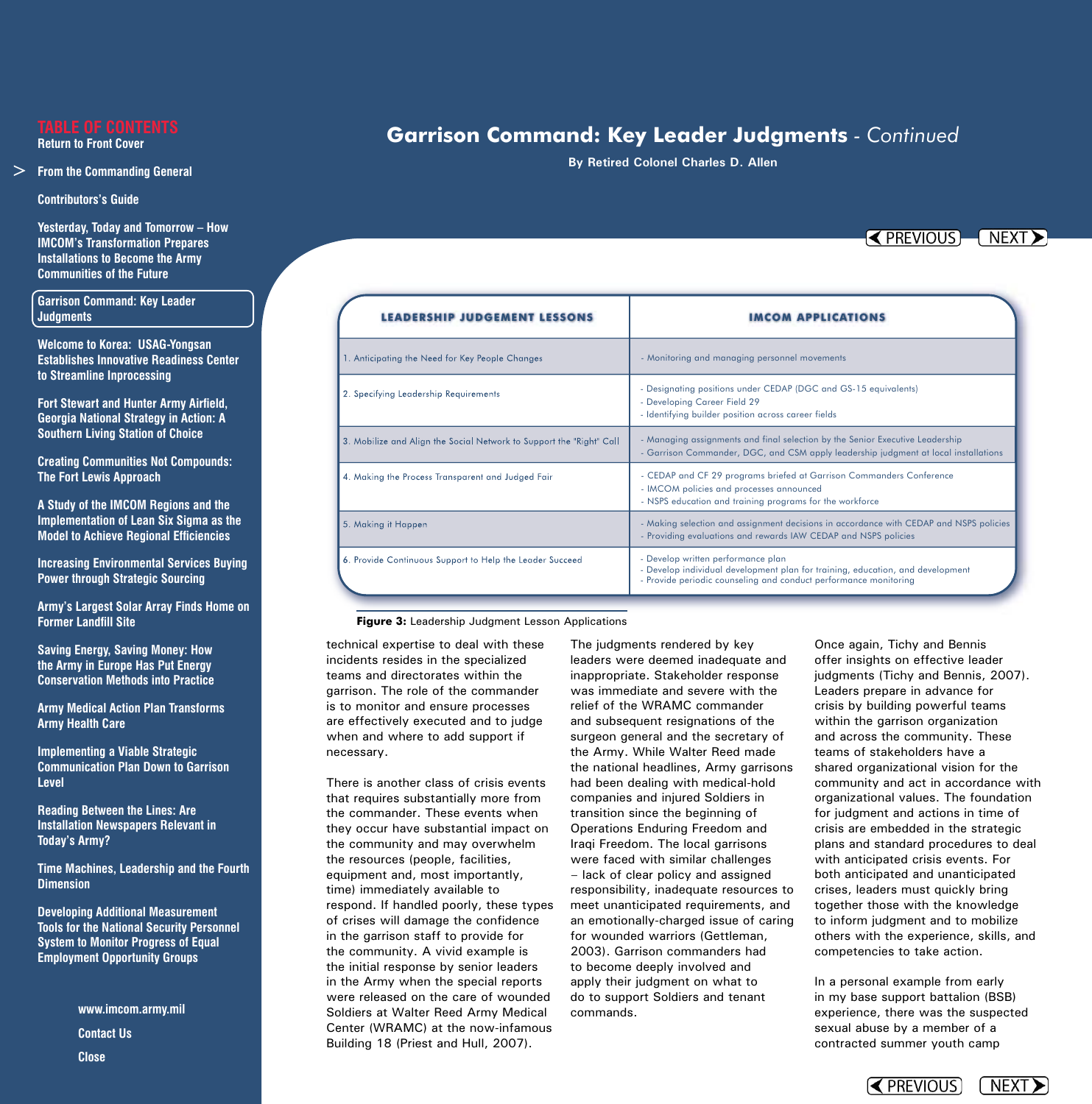# Garrison Command: Key Leader Judgments - *Continued*

By Retired Colonel Charles D. Allen

| LEADERSHIP JUDGEMENT LESSONS | IMCOM APPLICATIONS |
|---|---|
| 1. Anticipating the Need for Key People Changes | - Monitoring and managing personnel movements |
| 2. Specifying Leadership Requirements | - Designating positions under CEDAP (DGC and GS-15 equivalents)<br>- Developing Career Field 29<br>- Identifying builder position across career fields |
| 3. Mobilize and Align the Social Network to Support the "Right" Call | - Managing assignments and final selection by the Senior Executive Leadership<br>- Garrison Commander, DGC, and CSM apply leadership judgment at local installations |
| 4. Making the Process Transparent and Judged Fair | - CEDAP and CF 29 programs briefed at Garrison Commanders Conference<br>- IMCOM policies and processes announced<br>- NSPS education and training programs for the workforce |
| 5. Making it Happen | - Making selection and assignment decisions in accordance with CEDAP and NSPS policies<br>- Providing evaluations and rewards IAW CEDAP and NSPS policies |
| 6. Provide Continuous Support to Help the Leader Succeed | - Develop written performance plan<br>- Develop individual development plan for training, education, and development<br>- Provide periodic counseling and conduct performance monitoring |

**Figure 3:** Leadership Judgment Lesson Applications

technical expertise to deal with these incidents resides in the specialized teams and directorates within the garrison. The role of the commander is to monitor and ensure processes are effectively executed and to judge when and where to add support if necessary.

There is another class of crisis events that requires substantially more from the commander. These events when they occur have substantial impact on the community and may overwhelm the resources (people, facilities, equipment and, most importantly, time) immediately available to respond. If handled poorly, these types of crises will damage the confidence in the garrison staff to provide for the community. A vivid example is the initial response by senior leaders in the Army when the special reports were released on the care of wounded Soldiers at Walter Reed Army Medical Center (WRAMC) at the now-infamous Building 18 (Priest and Hull, 2007).

The judgments rendered by key leaders were deemed inadequate and inappropriate. Stakeholder response was immediate and severe with the relief of the WRAMC commander and subsequent resignations of the surgeon general and the secretary of the Army. While Walter Reed made the national headlines, Army garrisons had been dealing with medical-hold companies and injured Soldiers in transition since the beginning of Operations Enduring Freedom and Iraqi Freedom. The local garrisons were faced with similar challenges – lack of clear policy and assigned responsibility, inadequate resources to meet unanticipated requirements, and an emotionally-charged issue of caring for wounded warriors (Gettleman, 2003). Garrison commanders had to become deeply involved and apply their judgment on what to do to support Soldiers and tenant commands.

Once again, Tichy and Bennis offer insights on effective leader judgments (Tichy and Bennis, 2007). Leaders prepare in advance for crisis by building powerful teams within the garrison organization and across the community. These teams of stakeholders have a shared organizational vision for the community and act in accordance with organizational values. The foundation for judgment and actions in time of crisis are embedded in the strategic plans and standard procedures to deal with anticipated crisis events. For both anticipated and unanticipated crises, leaders must quickly bring together those with the knowledge to inform judgment and to mobilize others with the experience, skills, and competencies to take action.

In a personal example from early in my base support battalion (BSB) experience, there was the suspected sexual abuse by a member of a contracted summer youth camp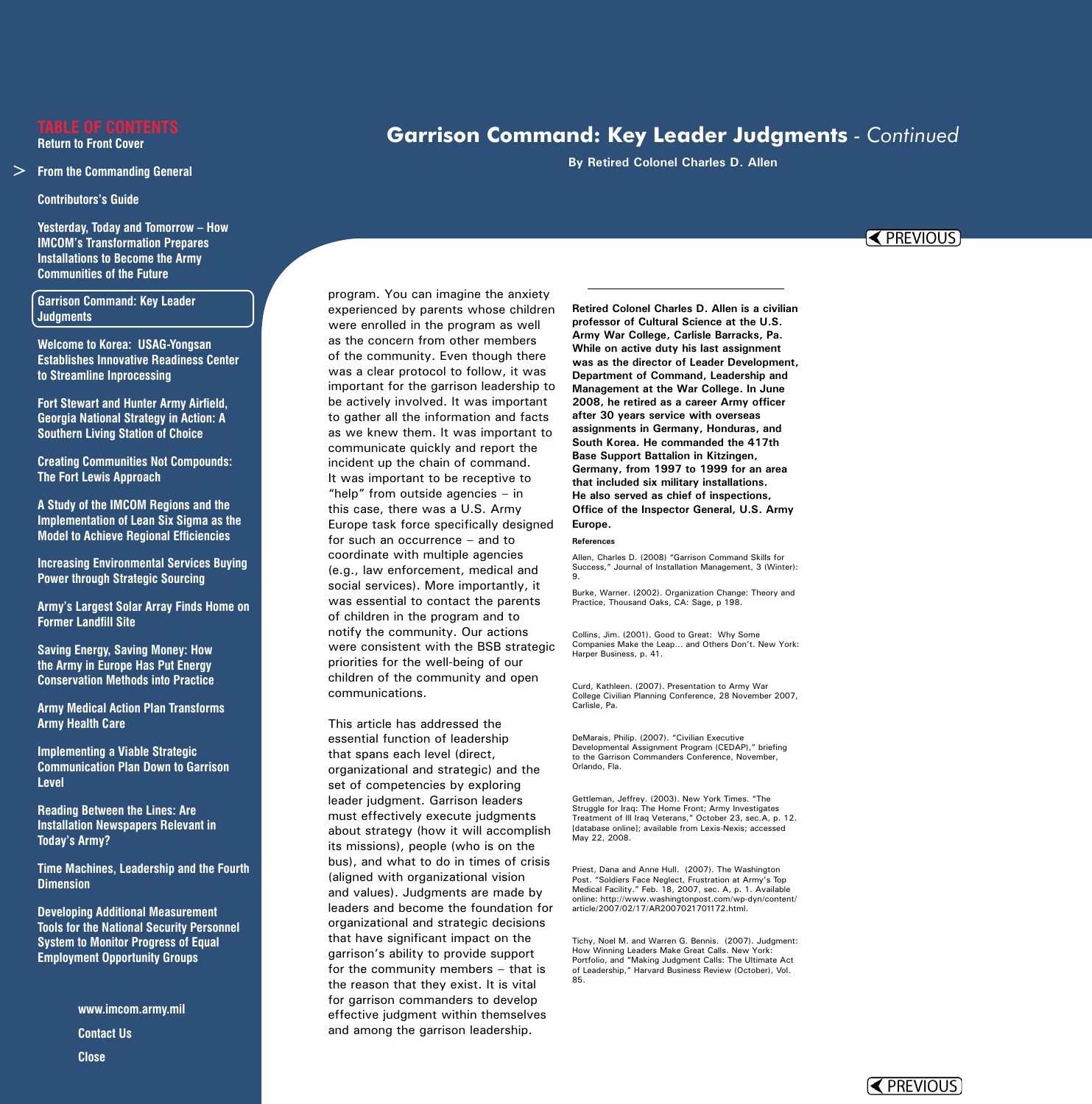# Garrison Command: Key Leader Judgments - *Continued*

**By Retired Colonel Charles D. Allen**

program. You can imagine the anxiety experienced by parents whose children were enrolled in the program as well as the concern from other members of the community. Even though there was a clear protocol to follow, it was important for the garrison leadership to be actively involved. It was important to gather all the information and facts as we knew them. It was important to communicate quickly and report the incident up the chain of command. It was important to be receptive to "help" from outside agencies – in this case, there was a U.S. Army Europe task force specifically designed for such an occurrence – and to coordinate with multiple agencies (e.g., law enforcement, medical and social services). More importantly, it was essential to contact the parents of children in the program and to notify the community. Our actions were consistent with the BSB strategic priorities for the well-being of our children of the community and open communications.

This article has addressed the essential function of leadership that spans each level (direct, organizational and strategic) and the set of competencies by exploring leader judgment. Garrison leaders must effectively execute judgments about strategy (how it will accomplish its missions), people (who is on the bus), and what to do in times of crisis (aligned with organizational vision and values). Judgments are made by leaders and become the foundation for organizational and strategic decisions that have significant impact on the garrison's ability to provide support for the community members – that is the reason that they exist. It is vital for garrison commanders to develop effective judgment within themselves and among the garrison leadership.

---

**Retired Colonel Charles D. Allen is a civilian professor of Cultural Science at the U.S. Army War College, Carlisle Barracks, Pa. While on active duty his last assignment was as the director of Leader Development, Department of Command, Leadership and Management at the War College. In June 2008, he retired as a career Army officer after 30 years service with overseas assignments in Germany, Honduras, and South Korea. He commanded the 417th Base Support Battalion in Kitzingen, Germany, from 1997 to 1999 for an area that included six military installations. He also served as chief of inspections, Office of the Inspector General, U.S. Army Europe.**

**References**

Allen, Charles D. (2008) "Garrison Command Skills for Success," Journal of Installation Management, 3 (Winter): 9.

Burke, Warner. (2002). Organization Change: Theory and Practice, Thousand Oaks, CA: Sage, p 198.

Collins, Jim. (2001). Good to Great: Why Some Companies Make the Leap... and Others Don't. New York: Harper Business, p. 41.

Curd, Kathleen. (2007). Presentation to Army War College Civilian Planning Conference, 28 November 2007, Carlisle, Pa.

DeMarais, Philip. (2007). "Civilian Executive Developmental Assignment Program (CEDAP)," briefing to the Garrison Commanders Conference, November, Orlando, Fla.

Gettleman, Jeffrey. (2003). New York Times. "The Struggle for Iraq: The Home Front; Army Investigates Treatment of Ill Iraq Veterans," October 23, sec.A, p. 12. [database online]; available from Lexis-Nexis; accessed May 22, 2008.

Priest, Dana and Anne Hull. (2007). The Washington Post. "Soldiers Face Neglect, Frustration at Army's Top Medical Facility." Feb. 18, 2007, sec. A, p. 1. Available online: http://www.washingtonpost.com/wp-dyn/content/article/2007/02/17/AR2007021701172.html.

Tichy, Noel M. and Warren G. Bennis. (2007). Judgment: How Winning Leaders Make Great Calls. New York: Portfolio, and "Making Judgment Calls: The Ultimate Act of Leadership," Harvard Business Review (October), Vol. 85.